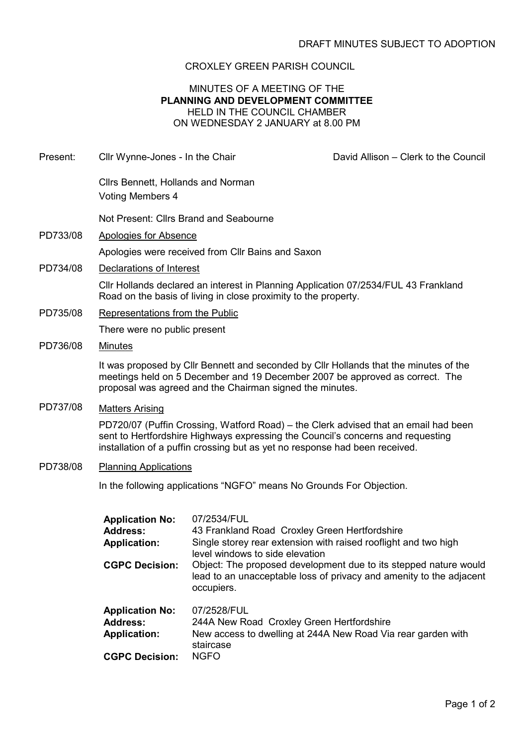DRAFT MINUTES SUBJECT TO ADOPTION

CROXLEY GREEN PARISH COUNCIL

MINUTES OF A MEETING OF THE
**PLANNING AND DEVELOPMENT COMMITTEE**
HELD IN THE COUNCIL CHAMBER
ON WEDNESDAY 2 JANUARY at 8.00 PM

Present: Cllr Wynne-Jones - In the Chair — David Allison – Clerk to the Council

Cllrs Bennett, Hollands and Norman
Voting Members 4

Not Present: Cllrs Brand and Seabourne

PD733/08 Apologies for Absence

Apologies were received from Cllr Bains and Saxon

PD734/08 Declarations of Interest

Cllr Hollands declared an interest in Planning Application 07/2534/FUL 43 Frankland Road on the basis of living in close proximity to the property.

PD735/08 Representations from the Public

There were no public present

PD736/08 Minutes

It was proposed by Cllr Bennett and seconded by Cllr Hollands that the minutes of the meetings held on 5 December and 19 December 2007 be approved as correct. The proposal was agreed and the Chairman signed the minutes.

PD737/08 Matters Arising

PD720/07 (Puffin Crossing, Watford Road) – the Clerk advised that an email had been sent to Hertfordshire Highways expressing the Council's concerns and requesting installation of a puffin crossing but as yet no response had been received.

PD738/08 Planning Applications

In the following applications "NGFO" means No Grounds For Objection.

**Application No:** 07/2534/FUL
**Address:** 43 Frankland Road Croxley Green Hertfordshire
**Application:** Single storey rear extension with raised rooflight and two high level windows to side elevation
**CGPC Decision:** Object: The proposed development due to its stepped nature would lead to an unacceptable loss of privacy and amenity to the adjacent occupiers.

**Application No:** 07/2528/FUL
**Address:** 244A New Road Croxley Green Hertfordshire
**Application:** New access to dwelling at 244A New Road Via rear garden with staircase
**CGPC Decision:** NGFO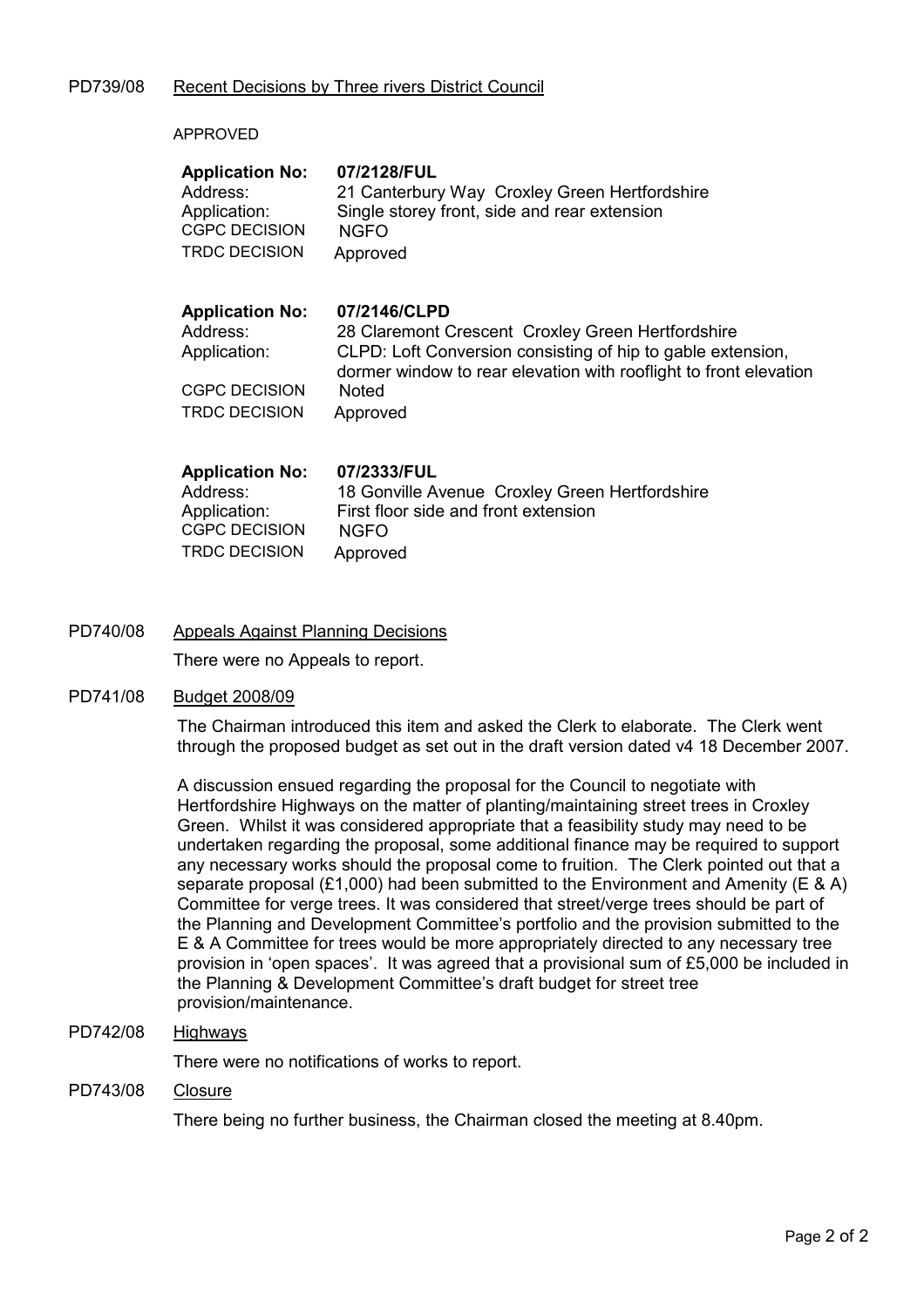PD739/08 Recent Decisions by Three rivers District Council

APPROVED

| | |
|---|---|
| **Application No:** | **07/2128/FUL** |
| Address: | 21 Canterbury Way Croxley Green Hertfordshire |
| Application: | Single storey front, side and rear extension |
| CGPC DECISION | NGFO |
| TRDC DECISION | Approved |

| | |
|---|---|
| **Application No:** | **07/2146/CLPD** |
| Address: | 28 Claremont Crescent Croxley Green Hertfordshire |
| Application: | CLPD: Loft Conversion consisting of hip to gable extension, dormer window to rear elevation with rooflight to front elevation |
| CGPC DECISION | Noted |
| TRDC DECISION | Approved |

| | |
|---|---|
| **Application No:** | **07/2333/FUL** |
| Address: | 18 Gonville Avenue Croxley Green Hertfordshire |
| Application: | First floor side and front extension |
| CGPC DECISION | NGFO |
| TRDC DECISION | Approved |

PD740/08 Appeals Against Planning Decisions

There were no Appeals to report.

PD741/08 Budget 2008/09

The Chairman introduced this item and asked the Clerk to elaborate. The Clerk went through the proposed budget as set out in the draft version dated v4 18 December 2007.

A discussion ensued regarding the proposal for the Council to negotiate with Hertfordshire Highways on the matter of planting/maintaining street trees in Croxley Green. Whilst it was considered appropriate that a feasibility study may need to be undertaken regarding the proposal, some additional finance may be required to support any necessary works should the proposal come to fruition. The Clerk pointed out that a separate proposal (£1,000) had been submitted to the Environment and Amenity (E & A) Committee for verge trees. It was considered that street/verge trees should be part of the Planning and Development Committee's portfolio and the provision submitted to the E & A Committee for trees would be more appropriately directed to any necessary tree provision in 'open spaces'. It was agreed that a provisional sum of £5,000 be included in the Planning & Development Committee's draft budget for street tree provision/maintenance.

PD742/08 Highways

There were no notifications of works to report.

PD743/08 Closure

There being no further business, the Chairman closed the meeting at 8.40pm.